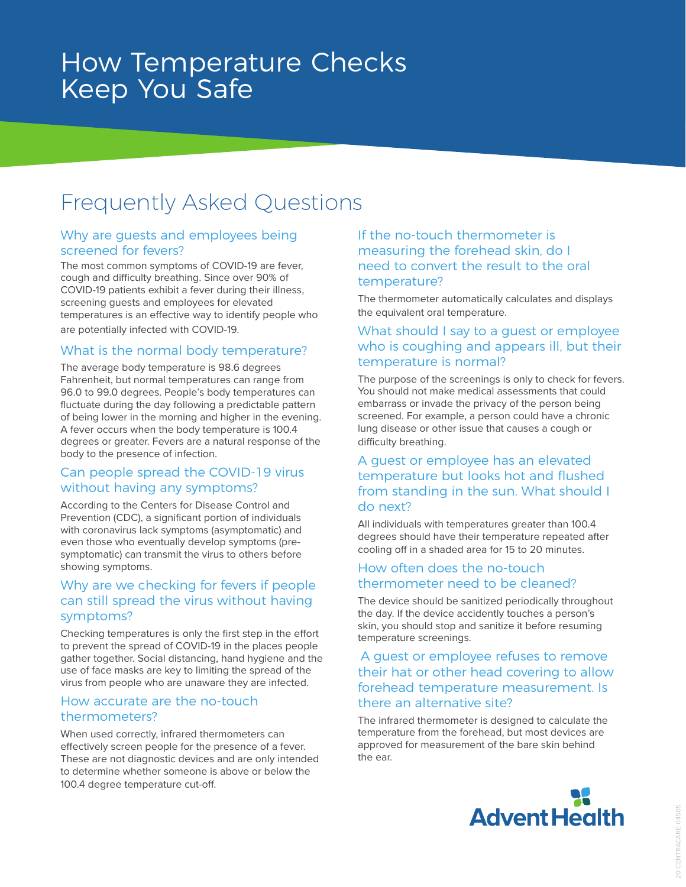# How Temperature Checks Keep You Safe

## Frequently Asked Questions

### Why are guests and employees being screened for fevers?

The most common symptoms of COVID-19 are fever, cough and difficulty breathing. Since over 90% of COVID-19 patients exhibit a fever during their illness, screening guests and employees for elevated temperatures is an effective way to identify people who are potentially infected with COVID-19.

### What is the normal body temperature?

The average body temperature is 98.6 degrees Fahrenheit, but normal temperatures can range from 96.0 to 99.0 degrees. People's body temperatures can fluctuate during the day following a predictable pattern of being lower in the morning and higher in the evening. A fever occurs when the body temperature is 100.4 degrees or greater. Fevers are a natural response of the body to the presence of infection.

### Can people spread the COVID-19 virus without having any symptoms?

According to the Centers for Disease Control and Prevention (CDC), a significant portion of individuals with coronavirus lack symptoms (asymptomatic) and even those who eventually develop symptoms (pre-symptomatic) can transmit the virus to others before showing symptoms.

### Why are we checking for fevers if people can still spread the virus without having symptoms?

Checking temperatures is only the first step in the effort to prevent the spread of COVID-19 in the places people gather together. Social distancing, hand hygiene and the use of face masks are key to limiting the spread of the virus from people who are unaware they are infected.

### How accurate are the no-touch thermometers?

When used correctly, infrared thermometers can effectively screen people for the presence of a fever. These are not diagnostic devices and are only intended to determine whether someone is above or below the 100.4 degree temperature cut-off.

### If the no-touch thermometer is measuring the forehead skin, do I need to convert the result to the oral temperature?

The thermometer automatically calculates and displays the equivalent oral temperature.

### What should I say to a guest or employee who is coughing and appears ill, but their temperature is normal?

The purpose of the screenings is only to check for fevers. You should not make medical assessments that could embarrass or invade the privacy of the person being screened. For example, a person could have a chronic lung disease or other issue that causes a cough or difficulty breathing.

### A guest or employee has an elevated temperature but looks hot and flushed from standing in the sun. What should I do next?

All individuals with temperatures greater than 100.4 degrees should have their temperature repeated after cooling off in a shaded area for 15 to 20 minutes.

### How often does the no-touch thermometer need to be cleaned?

The device should be sanitized periodically throughout the day. If the device accidently touches a person's skin, you should stop and sanitize it before resuming temperature screenings.

### A guest or employee refuses to remove their hat or other head covering to allow forehead temperature measurement. Is there an alternative site?

The infrared thermometer is designed to calculate the temperature from the forehead, but most devices are approved for measurement of the bare skin behind the ear.

AdventHealth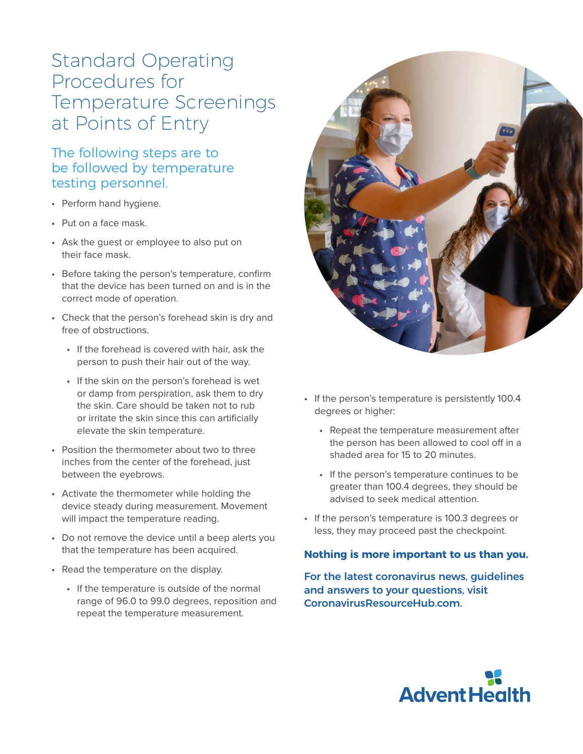# Standard Operating Procedures for Temperature Screenings at Points of Entry

## The following steps are to be followed by temperature testing personnel.

- Perform hand hygiene.
- Put on a face mask.
- Ask the guest or employee to also put on their face mask.
- Before taking the person's temperature, confirm that the device has been turned on and is in the correct mode of operation.
- Check that the person's forehead skin is dry and free of obstructions.
  - If the forehead is covered with hair, ask the person to push their hair out of the way.
  - If the skin on the person's forehead is wet or damp from perspiration, ask them to dry the skin. Care should be taken not to rub or irritate the skin since this can artificially elevate the skin temperature.
- Position the thermometer about two to three inches from the center of the forehead, just between the eyebrows.
- Activate the thermometer while holding the device steady during measurement. Movement will impact the temperature reading.
- Do not remove the device until a beep alerts you that the temperature has been acquired.
- Read the temperature on the display.
  - If the temperature is outside of the normal range of 96.0 to 99.0 degrees, reposition and repeat the temperature measurement.
- If the person's temperature is persistently 100.4 degrees or higher:
  - Repeat the temperature measurement after the person has been allowed to cool off in a shaded area for 15 to 20 minutes.
  - If the person's temperature continues to be greater than 100.4 degrees, they should be advised to seek medical attention.
- If the person's temperature is 100.3 degrees or less, they may proceed past the checkpoint.

**Nothing is more important to us than you.**

**For the latest coronavirus news, guidelines and answers to your questions, visit CoronavirusResourceHub.com.**

AdventHealth